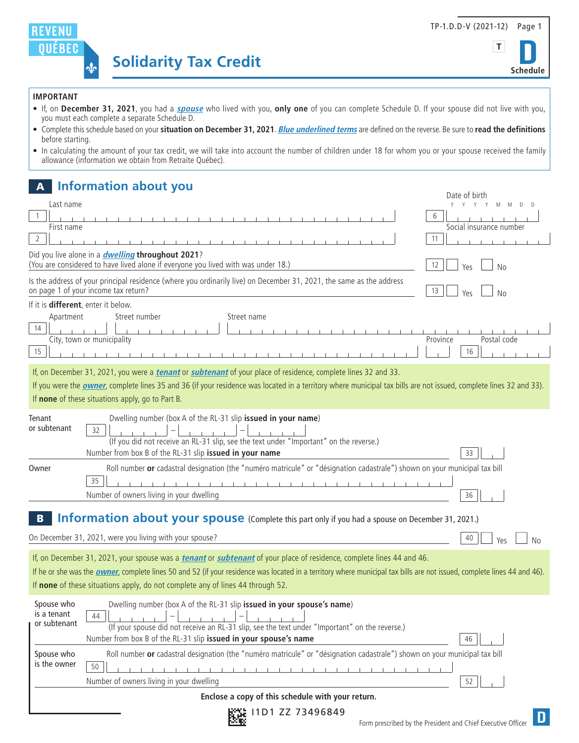REVENU QUÉBEC

TP-1.D.D-V (2021-12)

T

**D** Schedule

# Solidarity Tax Credit

**IMPORTANT**

- If, on **December 31, 2021**, you had a ***spouse*** who lived with you, **only one** of you can complete Schedule D. If your spouse did not live with you, you must each complete a separate Schedule D.
- Complete this schedule based on your **situation on December 31, 2021**. ***Blue underlined terms*** are defined on the reverse. Be sure to **read the definitions** before starting.
- In calculating the amount of your tax credit, we will take into account the number of children under 18 for whom you or your spouse received the family allowance (information we obtain from Retraite Québec).

## A Information about you

1 Last name

2 First name

6 Date of birth (Y Y Y Y M M D D)

11 Social insurance number

Did you live alone in a ***dwelling*** **throughout 2021**?
(You are considered to have lived alone if everyone you lived with was under 18.) 12 ☐ Yes ☐ No

Is the address of your principal residence (where you ordinarily live) on December 31, 2021, the same as the address on page 1 of your income tax return? 13 ☐ Yes ☐ No

If it is **different**, enter it below.

14 Apartment | Street number | Street name

15 City, town or municipality | Province | 16 Postal code

If, on December 31, 2021, you were a ***tenant*** or ***subtenant*** of your place of residence, complete lines 32 and 33.

If you were the ***owner***, complete lines 35 and 36 (if your residence was located in a territory where municipal tax bills are not issued, complete lines 32 and 33).

If **none** of these situations apply, go to Part B.

**Tenant or subtenant**

Dwelling number (box A of the RL-31 slip **issued in your name**)

32 ____ – ____ – ____

(If you did not receive an RL-31 slip, see the text under "Important" on the reverse.)

Number from box B of the RL-31 slip **issued in your name** 33

**Owner**

Roll number **or** cadastral designation (the "numéro matricule" or "désignation cadastrale") shown on your municipal tax bill

35

Number of owners living in your dwelling 36

## B Information about your spouse (Complete this part only if you had a spouse on December 31, 2021.)

On December 31, 2021, were you living with your spouse? 40 ☐ Yes ☐ No

If, on December 31, 2021, your spouse was a ***tenant*** or ***subtenant*** of your place of residence, complete lines 44 and 46.

If he or she was the ***owner***, complete lines 50 and 52 (if your residence was located in a territory where municipal tax bills are not issued, complete lines 44 and 46).

If **none** of these situations apply, do not complete any of lines 44 through 52.

**Spouse who is a tenant or subtenant**

Dwelling number (box A of the RL-31 slip **issued in your spouse's name**)

44 ____ – ____ – ____

(If your spouse did not receive an RL-31 slip, see the text under "Important" on the reverse.)

Number from box B of the RL-31 slip **issued in your spouse's name** 46

**Spouse who is the owner**

Roll number **or** cadastral designation (the "numéro matricule" or "désignation cadastrale") shown on your municipal tax bill

50

Number of owners living in your dwelling 52

**Enclose a copy of this schedule with your return.**

I1D1 ZZ 73496849

Form prescribed by the President and Chief Executive Officer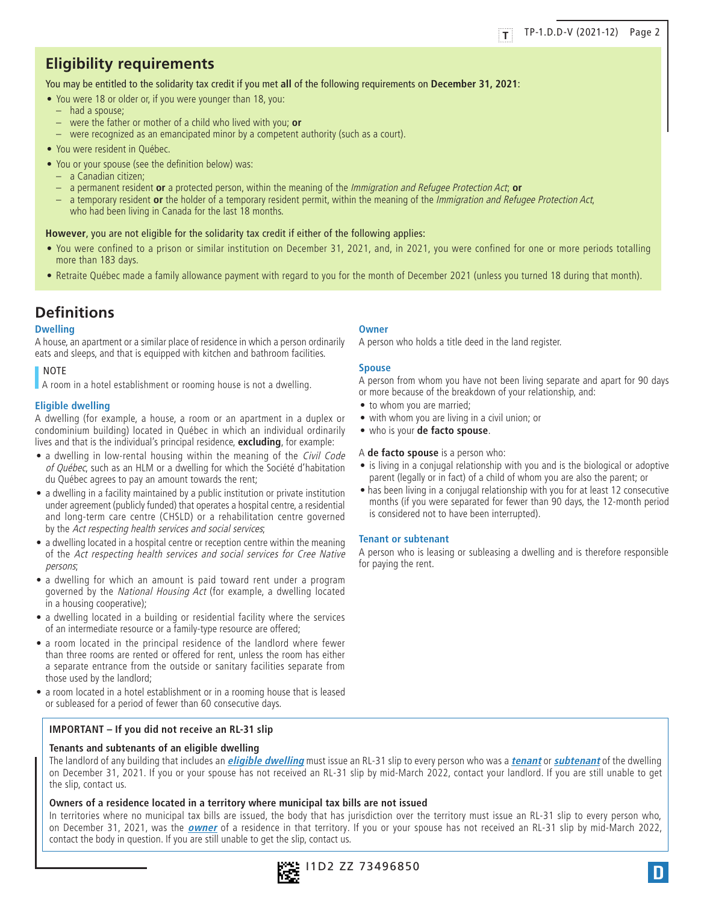## Eligibility requirements

You may be entitled to the solidarity tax credit if you met **all** of the following requirements on **December 31, 2021**:

- You were 18 or older or, if you were younger than 18, you:
  - had a spouse;
  - were the father or mother of a child who lived with you; **or**
  - were recognized as an emancipated minor by a competent authority (such as a court).
- You were resident in Québec.
- You or your spouse (see the definition below) was:
  - a Canadian citizen;
  - a permanent resident **or** a protected person, within the meaning of the *Immigration and Refugee Protection Act*; **or**
  - a temporary resident **or** the holder of a temporary resident permit, within the meaning of the *Immigration and Refugee Protection Act*, who had been living in Canada for the last 18 months.

**However**, you are not eligible for the solidarity tax credit if either of the following applies:

- You were confined to a prison or similar institution on December 31, 2021, and, in 2021, you were confined for one or more periods totalling more than 183 days.
- Retraite Québec made a family allowance payment with regard to you for the month of December 2021 (unless you turned 18 during that month).

## Definitions

### Dwelling

A house, an apartment or a similar place of residence in which a person ordinarily eats and sleeps, and that is equipped with kitchen and bathroom facilities.

NOTE
A room in a hotel establishment or rooming house is not a dwelling.

### Eligible dwelling

A dwelling (for example, a house, a room or an apartment in a duplex or condominium building) located in Québec in which an individual ordinarily lives and that is the individual's principal residence, **excluding**, for example:

- a dwelling in low-rental housing within the meaning of the *Civil Code of Québec*, such as an HLM or a dwelling for which the Société d'habitation du Québec agrees to pay an amount towards the rent;
- a dwelling in a facility maintained by a public institution or private institution under agreement (publicly funded) that operates a hospital centre, a residential and long-term care centre (CHSLD) or a rehabilitation centre governed by the *Act respecting health services and social services*;
- a dwelling located in a hospital centre or reception centre within the meaning of the *Act respecting health services and social services for Cree Native persons*;
- a dwelling for which an amount is paid toward rent under a program governed by the *National Housing Act* (for example, a dwelling located in a housing cooperative);
- a dwelling located in a building or residential facility where the services of an intermediate resource or a family-type resource are offered;
- a room located in the principal residence of the landlord where fewer than three rooms are rented or offered for rent, unless the room has either a separate entrance from the outside or sanitary facilities separate from those used by the landlord;
- a room located in a hotel establishment or in a rooming house that is leased or subleased for a period of fewer than 60 consecutive days.

### Owner

A person who holds a title deed in the land register.

### Spouse

A person from whom you have not been living separate and apart for 90 days or more because of the breakdown of your relationship, and:

- to whom you are married;
- with whom you are living in a civil union; or
- who is your **de facto spouse**.

A **de facto spouse** is a person who:

- is living in a conjugal relationship with you and is the biological or adoptive parent (legally or in fact) of a child of whom you are also the parent; or
- has been living in a conjugal relationship with you for at least 12 consecutive months (if you were separated for fewer than 90 days, the 12-month period is considered not to have been interrupted).

### Tenant or subtenant

A person who is leasing or subleasing a dwelling and is therefore responsible for paying the rent.

**IMPORTANT – If you did not receive an RL-31 slip**

**Tenants and subtenants of an eligible dwelling**

The landlord of any building that includes an ***eligible dwelling*** must issue an RL-31 slip to every person who was a ***tenant*** or ***subtenant*** of the dwelling on December 31, 2021. If you or your spouse has not received an RL-31 slip by mid-March 2022, contact your landlord. If you are still unable to get the slip, contact us.

**Owners of a residence located in a territory where municipal tax bills are not issued**

In territories where no municipal tax bills are issued, the body that has jurisdiction over the territory must issue an RL-31 slip to every person who, on December 31, 2021, was the ***owner*** of a residence in that territory. If you or your spouse has not received an RL-31 slip by mid-March 2022, contact the body in question. If you are still unable to get the slip, contact us.